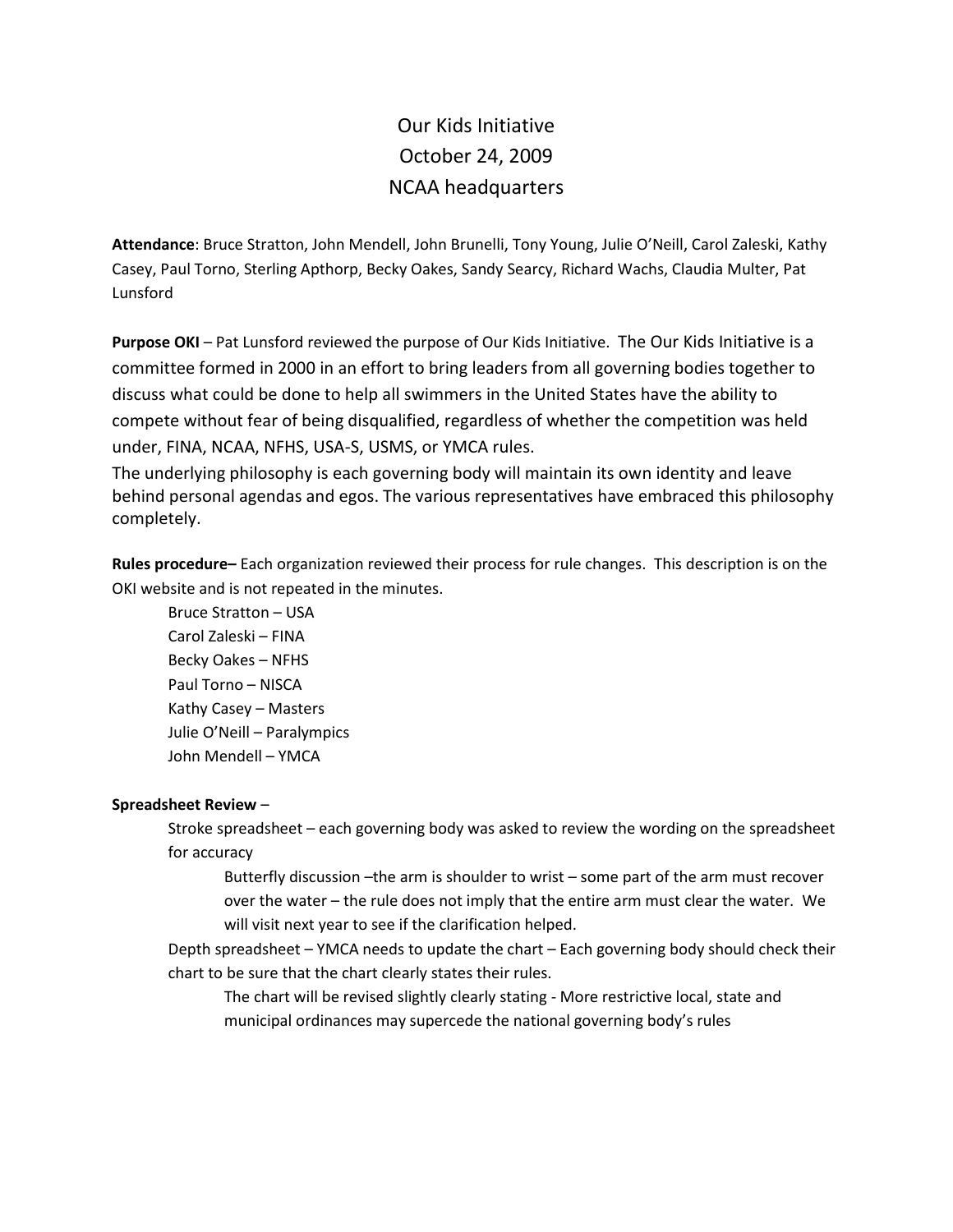# Our Kids Initiative
## October 24, 2009
## NCAA headquarters

**Attendance**: Bruce Stratton, John Mendell, John Brunelli, Tony Young, Julie O'Neill, Carol Zaleski, Kathy Casey, Paul Torno, Sterling Apthorp, Becky Oakes, Sandy Searcy, Richard Wachs, Claudia Multer, Pat Lunsford

**Purpose OKI** – Pat Lunsford reviewed the purpose of Our Kids Initiative. The Our Kids Initiative is a committee formed in 2000 in an effort to bring leaders from all governing bodies together to discuss what could be done to help all swimmers in the United States have the ability to compete without fear of being disqualified, regardless of whether the competition was held under, FINA, NCAA, NFHS, USA-S, USMS, or YMCA rules.

The underlying philosophy is each governing body will maintain its own identity and leave behind personal agendas and egos. The various representatives have embraced this philosophy completely.

**Rules procedure–** Each organization reviewed their process for rule changes. This description is on the OKI website and is not repeated in the minutes.

- Bruce Stratton – USA
- Carol Zaleski – FINA
- Becky Oakes – NFHS
- Paul Torno – NISCA
- Kathy Casey – Masters
- Julie O'Neill – Paralympics
- John Mendell – YMCA

**Spreadsheet Review** –

- Stroke spreadsheet – each governing body was asked to review the wording on the spreadsheet for accuracy
  - Butterfly discussion –the arm is shoulder to wrist – some part of the arm must recover over the water – the rule does not imply that the entire arm must clear the water. We will visit next year to see if the clarification helped.
- Depth spreadsheet – YMCA needs to update the chart – Each governing body should check their chart to be sure that the chart clearly states their rules.
  - The chart will be revised slightly clearly stating - More restrictive local, state and municipal ordinances may supercede the national governing body's rules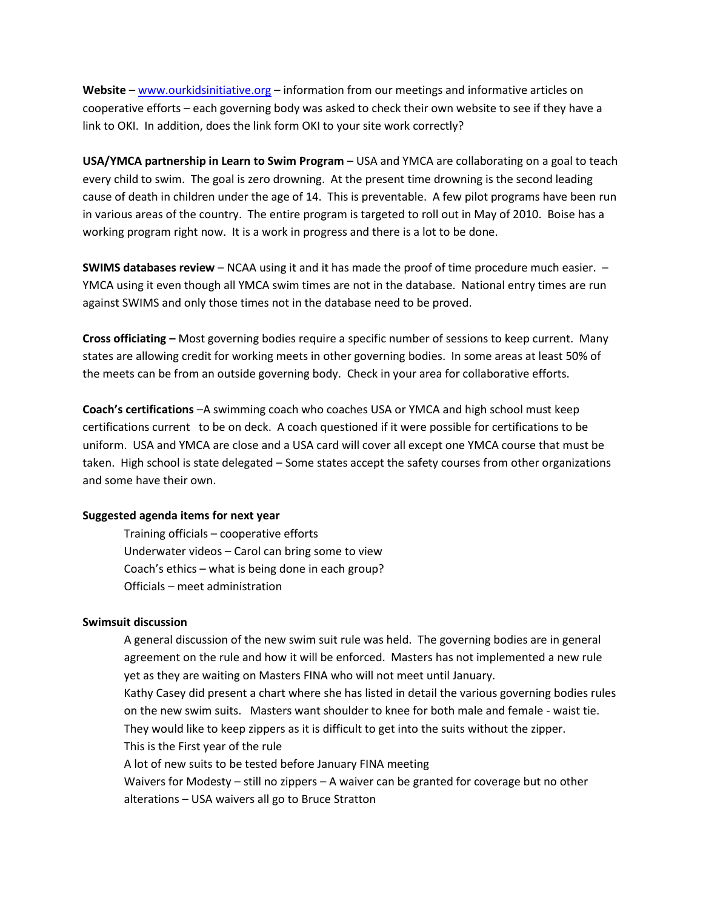**Website** – www.ourkidsinitiative.org – information from our meetings and informative articles on cooperative efforts – each governing body was asked to check their own website to see if they have a link to OKI. In addition, does the link form OKI to your site work correctly?

**USA/YMCA partnership in Learn to Swim Program** – USA and YMCA are collaborating on a goal to teach every child to swim. The goal is zero drowning. At the present time drowning is the second leading cause of death in children under the age of 14. This is preventable. A few pilot programs have been run in various areas of the country. The entire program is targeted to roll out in May of 2010. Boise has a working program right now. It is a work in progress and there is a lot to be done.

**SWIMS databases review** – NCAA using it and it has made the proof of time procedure much easier. – YMCA using it even though all YMCA swim times are not in the database. National entry times are run against SWIMS and only those times not in the database need to be proved.

**Cross officiating –** Most governing bodies require a specific number of sessions to keep current. Many states are allowing credit for working meets in other governing bodies. In some areas at least 50% of the meets can be from an outside governing body. Check in your area for collaborative efforts.

**Coach's certifications** –A swimming coach who coaches USA or YMCA and high school must keep certifications current to be on deck. A coach questioned if it were possible for certifications to be uniform. USA and YMCA are close and a USA card will cover all except one YMCA course that must be taken. High school is state delegated – Some states accept the safety courses from other organizations and some have their own.

**Suggested agenda items for next year**

Training officials – cooperative efforts
Underwater videos – Carol can bring some to view
Coach's ethics – what is being done in each group?
Officials – meet administration

**Swimsuit discussion**

A general discussion of the new swim suit rule was held. The governing bodies are in general agreement on the rule and how it will be enforced. Masters has not implemented a new rule yet as they are waiting on Masters FINA who will not meet until January.
Kathy Casey did present a chart where she has listed in detail the various governing bodies rules on the new swim suits. Masters want shoulder to knee for both male and female - waist tie. They would like to keep zippers as it is difficult to get into the suits without the zipper.
This is the First year of the rule
A lot of new suits to be tested before January FINA meeting
Waivers for Modesty – still no zippers – A waiver can be granted for coverage but no other alterations – USA waivers all go to Bruce Stratton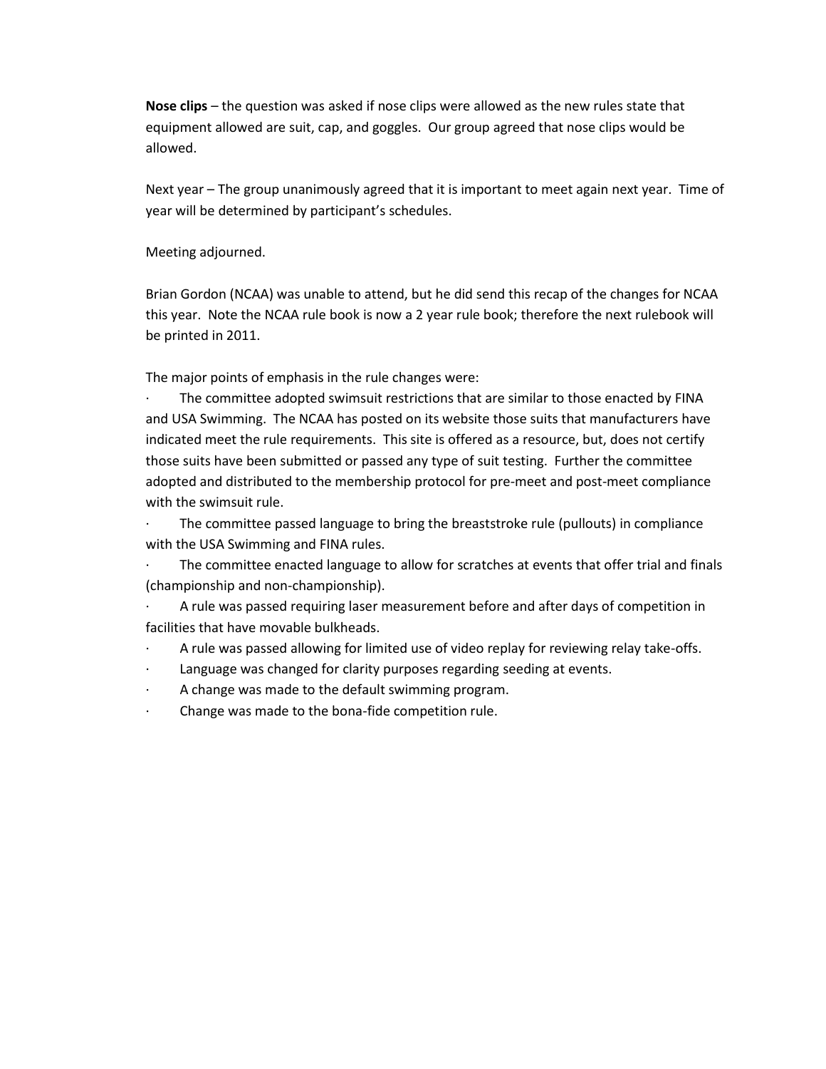**Nose clips** – the question was asked if nose clips were allowed as the new rules state that equipment allowed are suit, cap, and goggles. Our group agreed that nose clips would be allowed.

Next year – The group unanimously agreed that it is important to meet again next year. Time of year will be determined by participant's schedules.

Meeting adjourned.

Brian Gordon (NCAA) was unable to attend, but he did send this recap of the changes for NCAA this year. Note the NCAA rule book is now a 2 year rule book; therefore the next rulebook will be printed in 2011.

The major points of emphasis in the rule changes were:

- The committee adopted swimsuit restrictions that are similar to those enacted by FINA and USA Swimming. The NCAA has posted on its website those suits that manufacturers have indicated meet the rule requirements. This site is offered as a resource, but, does not certify those suits have been submitted or passed any type of suit testing. Further the committee adopted and distributed to the membership protocol for pre-meet and post-meet compliance with the swimsuit rule.
- The committee passed language to bring the breaststroke rule (pullouts) in compliance with the USA Swimming and FINA rules.
- The committee enacted language to allow for scratches at events that offer trial and finals (championship and non-championship).
- A rule was passed requiring laser measurement before and after days of competition in facilities that have movable bulkheads.
- A rule was passed allowing for limited use of video replay for reviewing relay take-offs.
- Language was changed for clarity purposes regarding seeding at events.
- A change was made to the default swimming program.
- Change was made to the bona-fide competition rule.